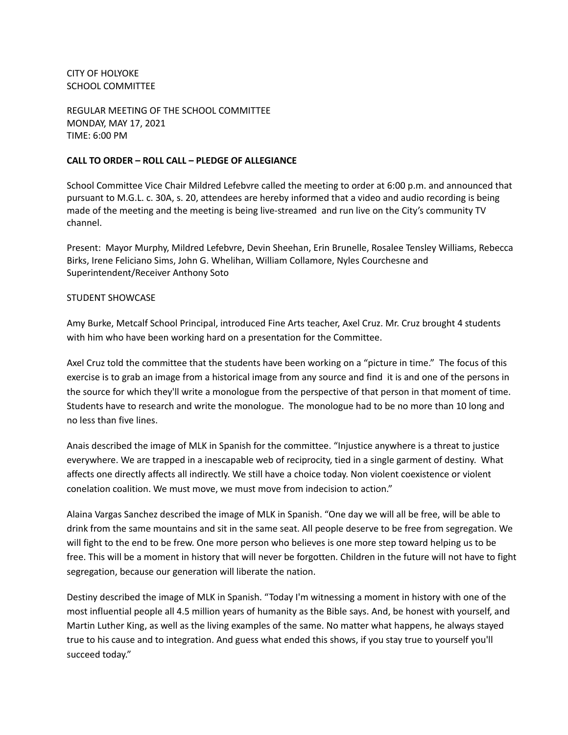CITY OF HOLYOKE
SCHOOL COMMITTEE

REGULAR MEETING OF THE SCHOOL COMMITTEE
MONDAY, MAY 17, 2021
TIME: 6:00 PM

**CALL TO ORDER – ROLL CALL – PLEDGE OF ALLEGIANCE**

School Committee Vice Chair Mildred Lefebvre called the meeting to order at 6:00 p.m. and announced that pursuant to M.G.L. c. 30A, s. 20, attendees are hereby informed that a video and audio recording is being made of the meeting and the meeting is being live-streamed and run live on the City's community TV channel.

Present: Mayor Murphy, Mildred Lefebvre, Devin Sheehan, Erin Brunelle, Rosalee Tensley Williams, Rebecca Birks, Irene Feliciano Sims, John G. Whelihan, William Collamore, Nyles Courchesne and Superintendent/Receiver Anthony Soto

STUDENT SHOWCASE

Amy Burke, Metcalf School Principal, introduced Fine Arts teacher, Axel Cruz. Mr. Cruz brought 4 students with him who have been working hard on a presentation for the Committee.

Axel Cruz told the committee that the students have been working on a "picture in time." The focus of this exercise is to grab an image from a historical image from any source and find it is and one of the persons in the source for which they'll write a monologue from the perspective of that person in that moment of time. Students have to research and write the monologue. The monologue had to be no more than 10 long and no less than five lines.

Anais described the image of MLK in Spanish for the committee. "Injustice anywhere is a threat to justice everywhere. We are trapped in a inescapable web of reciprocity, tied in a single garment of destiny. What affects one directly affects all indirectly. We still have a choice today. Non violent coexistence or violent conelation coalition. We must move, we must move from indecision to action."

Alaina Vargas Sanchez described the image of MLK in Spanish. "One day we will all be free, will be able to drink from the same mountains and sit in the same seat. All people deserve to be free from segregation. We will fight to the end to be frew. One more person who believes is one more step toward helping us to be free. This will be a moment in history that will never be forgotten. Children in the future will not have to fight segregation, because our generation will liberate the nation.

Destiny described the image of MLK in Spanish. "Today I'm witnessing a moment in history with one of the most influential people all 4.5 million years of humanity as the Bible says. And, be honest with yourself, and Martin Luther King, as well as the living examples of the same. No matter what happens, he always stayed true to his cause and to integration. And guess what ended this shows, if you stay true to yourself you'll succeed today."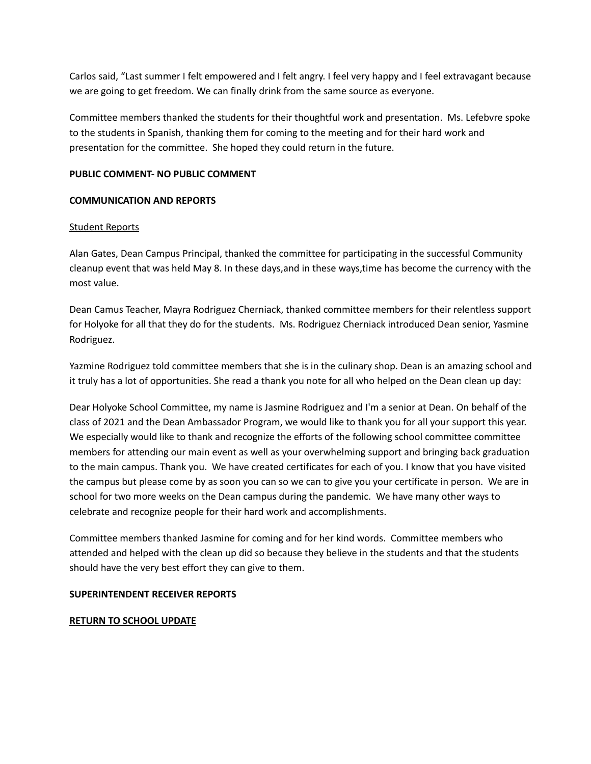Carlos said, “Last summer I felt empowered and I felt angry. I feel very happy and I feel extravagant because we are going to get freedom. We can finally drink from the same source as everyone.

Committee members thanked the students for their thoughtful work and presentation. Ms. Lefebvre spoke to the students in Spanish, thanking them for coming to the meeting and for their hard work and presentation for the committee. She hoped they could return in the future.

**PUBLIC COMMENT- NO PUBLIC COMMENT**

**COMMUNICATION AND REPORTS**

Student Reports

Alan Gates, Dean Campus Principal, thanked the committee for participating in the successful Community cleanup event that was held May 8. In these days,and in these ways,time has become the currency with the most value.

Dean Camus Teacher, Mayra Rodriguez Cherniack, thanked committee members for their relentless support for Holyoke for all that they do for the students. Ms. Rodriguez Cherniack introduced Dean senior, Yasmine Rodriguez.

Yazmine Rodriguez told committee members that she is in the culinary shop. Dean is an amazing school and it truly has a lot of opportunities. She read a thank you note for all who helped on the Dean clean up day:

Dear Holyoke School Committee, my name is Jasmine Rodriguez and I'm a senior at Dean. On behalf of the class of 2021 and the Dean Ambassador Program, we would like to thank you for all your support this year. We especially would like to thank and recognize the efforts of the following school committee committee members for attending our main event as well as your overwhelming support and bringing back graduation to the main campus. Thank you. We have created certificates for each of you. I know that you have visited the campus but please come by as soon you can so we can to give you your certificate in person. We are in school for two more weeks on the Dean campus during the pandemic. We have many other ways to celebrate and recognize people for their hard work and accomplishments.

Committee members thanked Jasmine for coming and for her kind words. Committee members who attended and helped with the clean up did so because they believe in the students and that the students should have the very best effort they can give to them.

**SUPERINTENDENT RECEIVER REPORTS**

**RETURN TO SCHOOL UPDATE**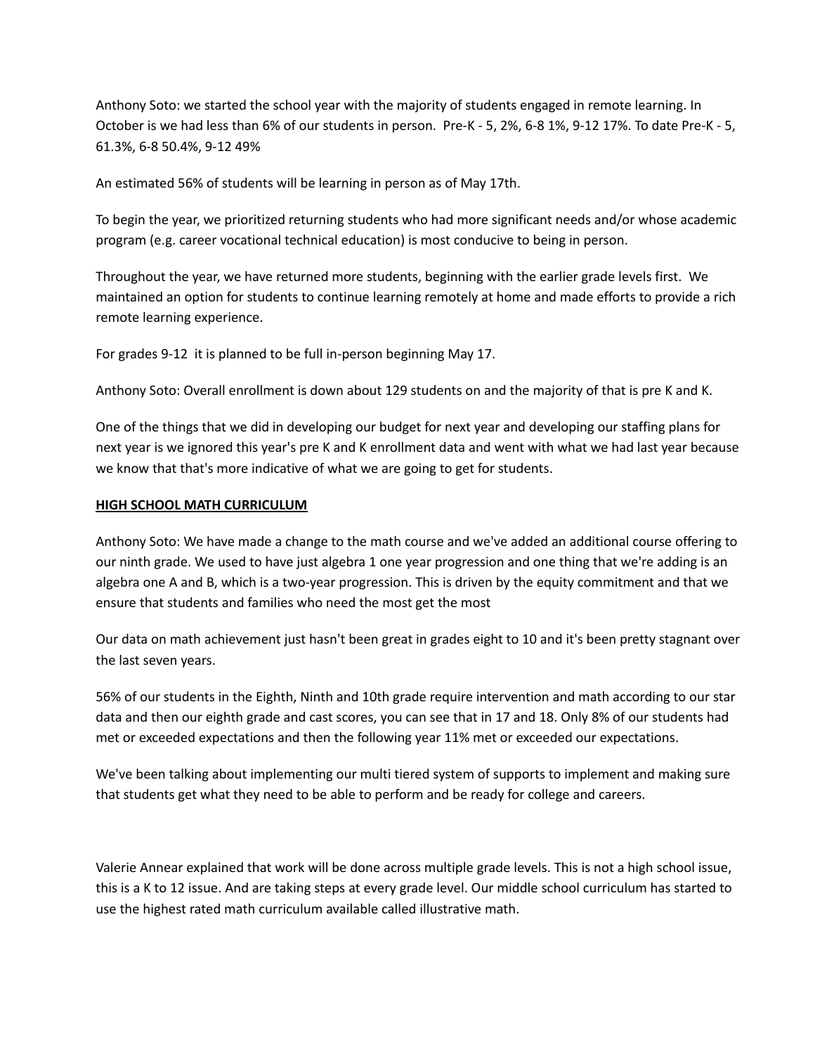Anthony Soto: we started the school year with the majority of students engaged in remote learning. In October is we had less than 6% of our students in person. Pre-K - 5, 2%, 6-8 1%, 9-12 17%. To date Pre-K - 5, 61.3%, 6-8 50.4%, 9-12 49%

An estimated 56% of students will be learning in person as of May 17th.

To begin the year, we prioritized returning students who had more significant needs and/or whose academic program (e.g. career vocational technical education) is most conducive to being in person.

Throughout the year, we have returned more students, beginning with the earlier grade levels first. We maintained an option for students to continue learning remotely at home and made efforts to provide a rich remote learning experience.

For grades 9-12 it is planned to be full in-person beginning May 17.

Anthony Soto: Overall enrollment is down about 129 students on and the majority of that is pre K and K.

One of the things that we did in developing our budget for next year and developing our staffing plans for next year is we ignored this year's pre K and K enrollment data and went with what we had last year because we know that that's more indicative of what we are going to get for students.

**HIGH SCHOOL MATH CURRICULUM**

Anthony Soto: We have made a change to the math course and we've added an additional course offering to our ninth grade. We used to have just algebra 1 one year progression and one thing that we're adding is an algebra one A and B, which is a two-year progression. This is driven by the equity commitment and that we ensure that students and families who need the most get the most

Our data on math achievement just hasn't been great in grades eight to 10 and it's been pretty stagnant over the last seven years.

56% of our students in the Eighth, Ninth and 10th grade require intervention and math according to our star data and then our eighth grade and cast scores, you can see that in 17 and 18. Only 8% of our students had met or exceeded expectations and then the following year 11% met or exceeded our expectations.

We've been talking about implementing our multi tiered system of supports to implement and making sure that students get what they need to be able to perform and be ready for college and careers.

Valerie Annear explained that work will be done across multiple grade levels. This is not a high school issue, this is a K to 12 issue. And are taking steps at every grade level. Our middle school curriculum has started to use the highest rated math curriculum available called illustrative math.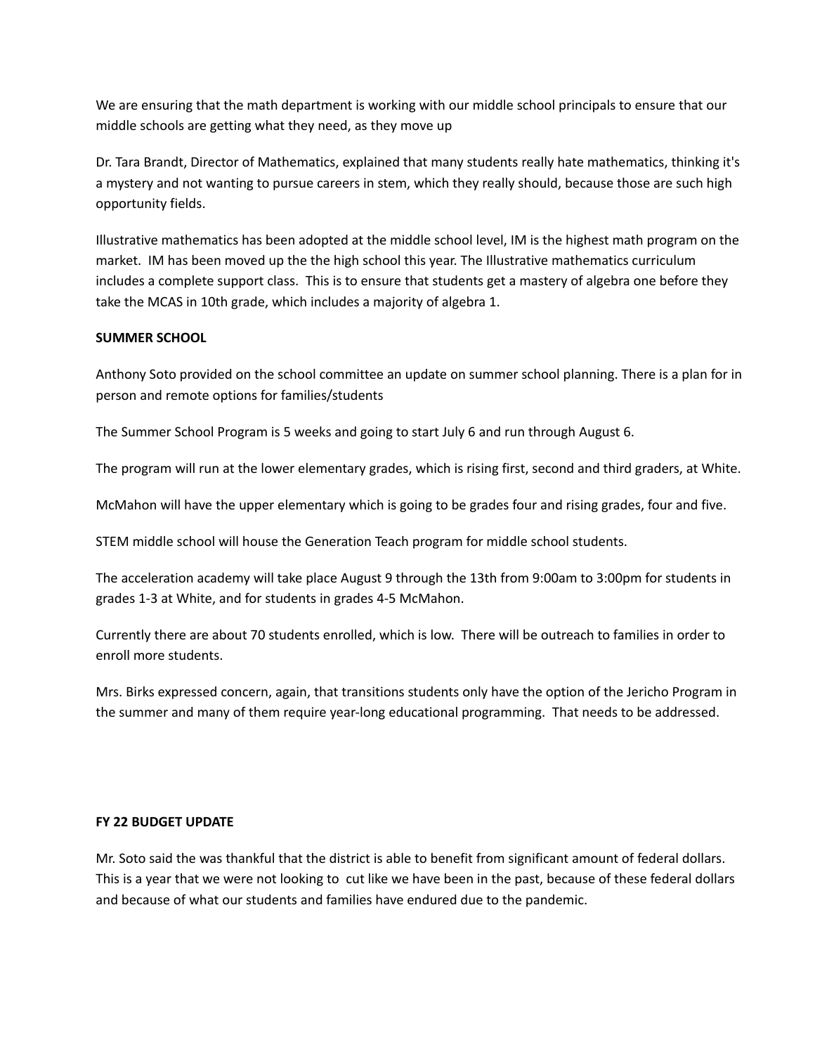We are ensuring that the math department is working with our middle school principals to ensure that our middle schools are getting what they need, as they move up

Dr. Tara Brandt, Director of Mathematics, explained that many students really hate mathematics, thinking it's a mystery and not wanting to pursue careers in stem, which they really should, because those are such high opportunity fields.

Illustrative mathematics has been adopted at the middle school level, IM is the highest math program on the market. IM has been moved up the the high school this year. The Illustrative mathematics curriculum includes a complete support class. This is to ensure that students get a mastery of algebra one before they take the MCAS in 10th grade, which includes a majority of algebra 1.

**SUMMER SCHOOL**

Anthony Soto provided on the school committee an update on summer school planning. There is a plan for in person and remote options for families/students

The Summer School Program is 5 weeks and going to start July 6 and run through August 6.

The program will run at the lower elementary grades, which is rising first, second and third graders, at White.

McMahon will have the upper elementary which is going to be grades four and rising grades, four and five.

STEM middle school will house the Generation Teach program for middle school students.

The acceleration academy will take place August 9 through the 13th from 9:00am to 3:00pm for students in grades 1-3 at White, and for students in grades 4-5 McMahon.

Currently there are about 70 students enrolled, which is low. There will be outreach to families in order to enroll more students.

Mrs. Birks expressed concern, again, that transitions students only have the option of the Jericho Program in the summer and many of them require year-long educational programming. That needs to be addressed.

**FY 22 BUDGET UPDATE**

Mr. Soto said the was thankful that the district is able to benefit from significant amount of federal dollars. This is a year that we were not looking to cut like we have been in the past, because of these federal dollars and because of what our students and families have endured due to the pandemic.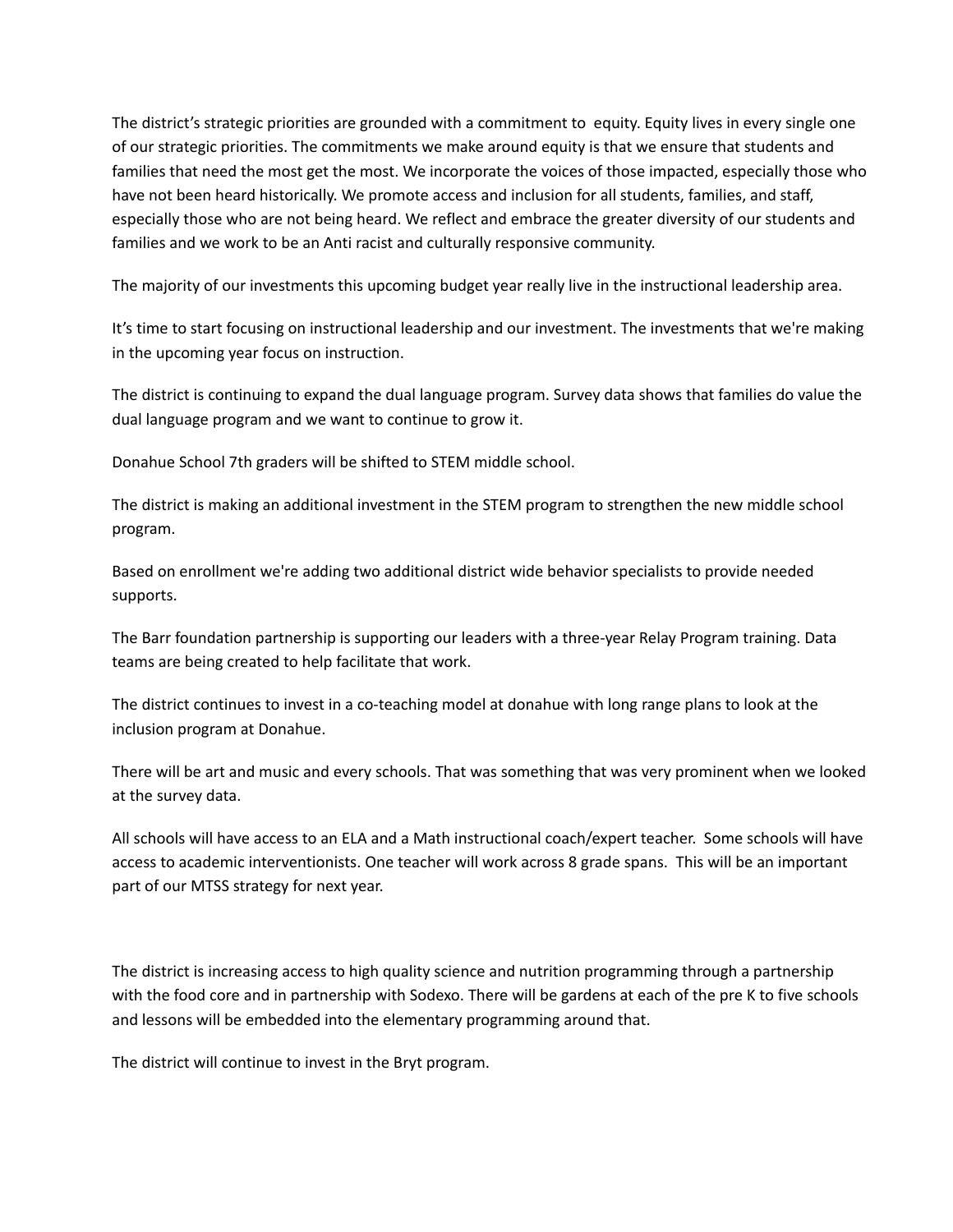The district's strategic priorities are grounded with a commitment to equity. Equity lives in every single one of our strategic priorities. The commitments we make around equity is that we ensure that students and families that need the most get the most. We incorporate the voices of those impacted, especially those who have not been heard historically. We promote access and inclusion for all students, families, and staff, especially those who are not being heard. We reflect and embrace the greater diversity of our students and families and we work to be an Anti racist and culturally responsive community.

The majority of our investments this upcoming budget year really live in the instructional leadership area.

It's time to start focusing on instructional leadership and our investment. The investments that we're making in the upcoming year focus on instruction.

The district is continuing to expand the dual language program. Survey data shows that families do value the dual language program and we want to continue to grow it.

Donahue School 7th graders will be shifted to STEM middle school.

The district is making an additional investment in the STEM program to strengthen the new middle school program.

Based on enrollment we're adding two additional district wide behavior specialists to provide needed supports.

The Barr foundation partnership is supporting our leaders with a three-year Relay Program training. Data teams are being created to help facilitate that work.

The district continues to invest in a co-teaching model at donahue with long range plans to look at the inclusion program at Donahue.

There will be art and music and every schools. That was something that was very prominent when we looked at the survey data.

All schools will have access to an ELA and a Math instructional coach/expert teacher. Some schools will have access to academic interventionists. One teacher will work across 8 grade spans. This will be an important part of our MTSS strategy for next year.

The district is increasing access to high quality science and nutrition programming through a partnership with the food core and in partnership with Sodexo. There will be gardens at each of the pre K to five schools and lessons will be embedded into the elementary programming around that.

The district will continue to invest in the Bryt program.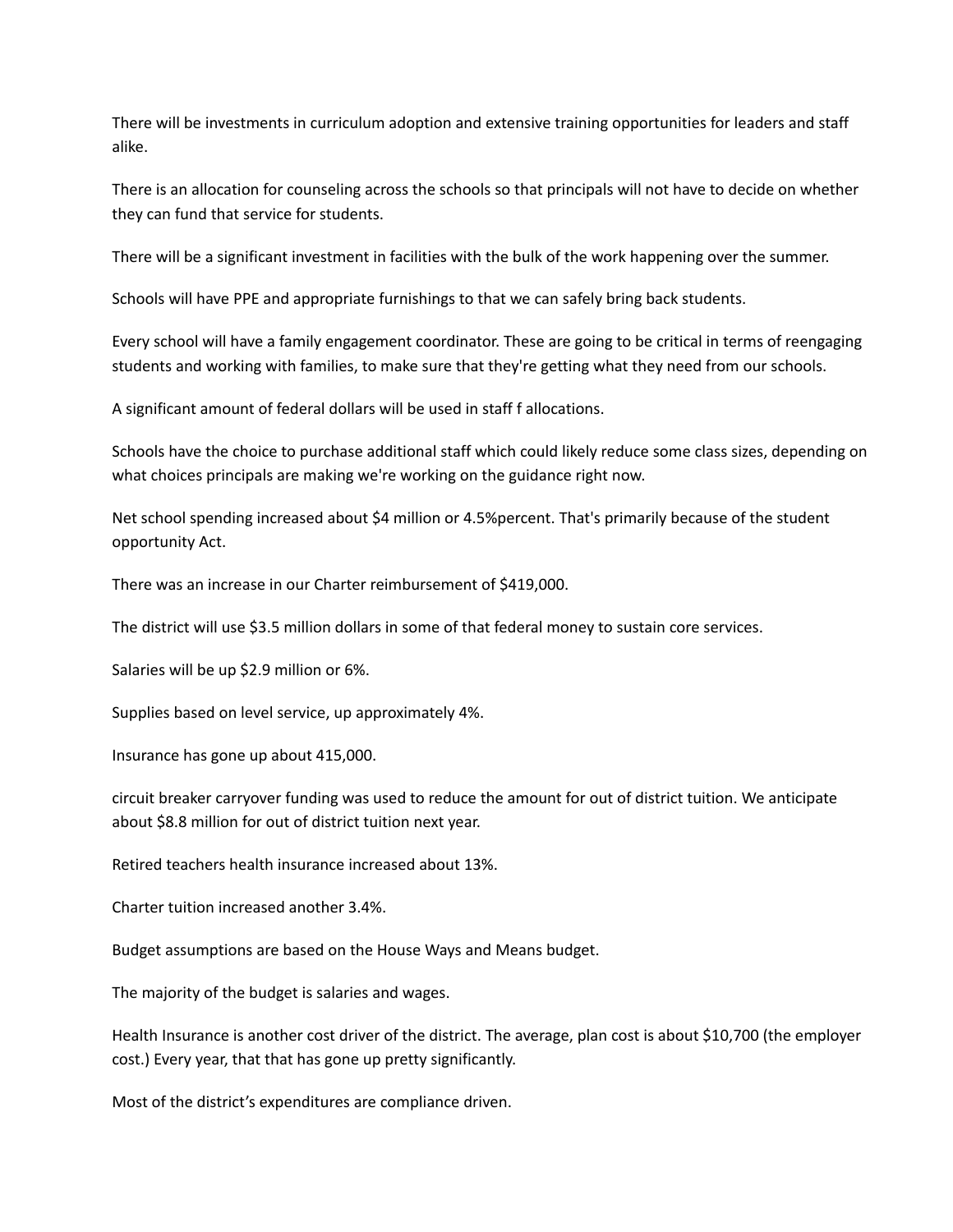There will be investments in curriculum adoption and extensive training opportunities for leaders and staff alike.

There is an allocation for counseling across the schools so that principals will not have to decide on whether they can fund that service for students.

There will be a significant investment in facilities with the bulk of the work happening over the summer.

Schools will have PPE and appropriate furnishings to that we can safely bring back students.

Every school will have a family engagement coordinator. These are going to be critical in terms of reengaging students and working with families, to make sure that they're getting what they need from our schools.

A significant amount of federal dollars will be used in staff f allocations.

Schools have the choice to purchase additional staff which could likely reduce some class sizes, depending on what choices principals are making we're working on the guidance right now.

Net school spending increased about $4 million or 4.5%percent. That's primarily because of the student opportunity Act.

There was an increase in our Charter reimbursement of $419,000.

The district will use $3.5 million dollars in some of that federal money to sustain core services.

Salaries will be up $2.9 million or 6%.

Supplies based on level service, up approximately 4%.

Insurance has gone up about 415,000.

circuit breaker carryover funding was used to reduce the amount for out of district tuition. We anticipate about $8.8 million for out of district tuition next year.

Retired teachers health insurance increased about 13%.

Charter tuition increased another 3.4%.

Budget assumptions are based on the House Ways and Means budget.

The majority of the budget is salaries and wages.

Health Insurance is another cost driver of the district. The average, plan cost is about $10,700 (the employer cost.) Every year, that that has gone up pretty significantly.

Most of the district's expenditures are compliance driven.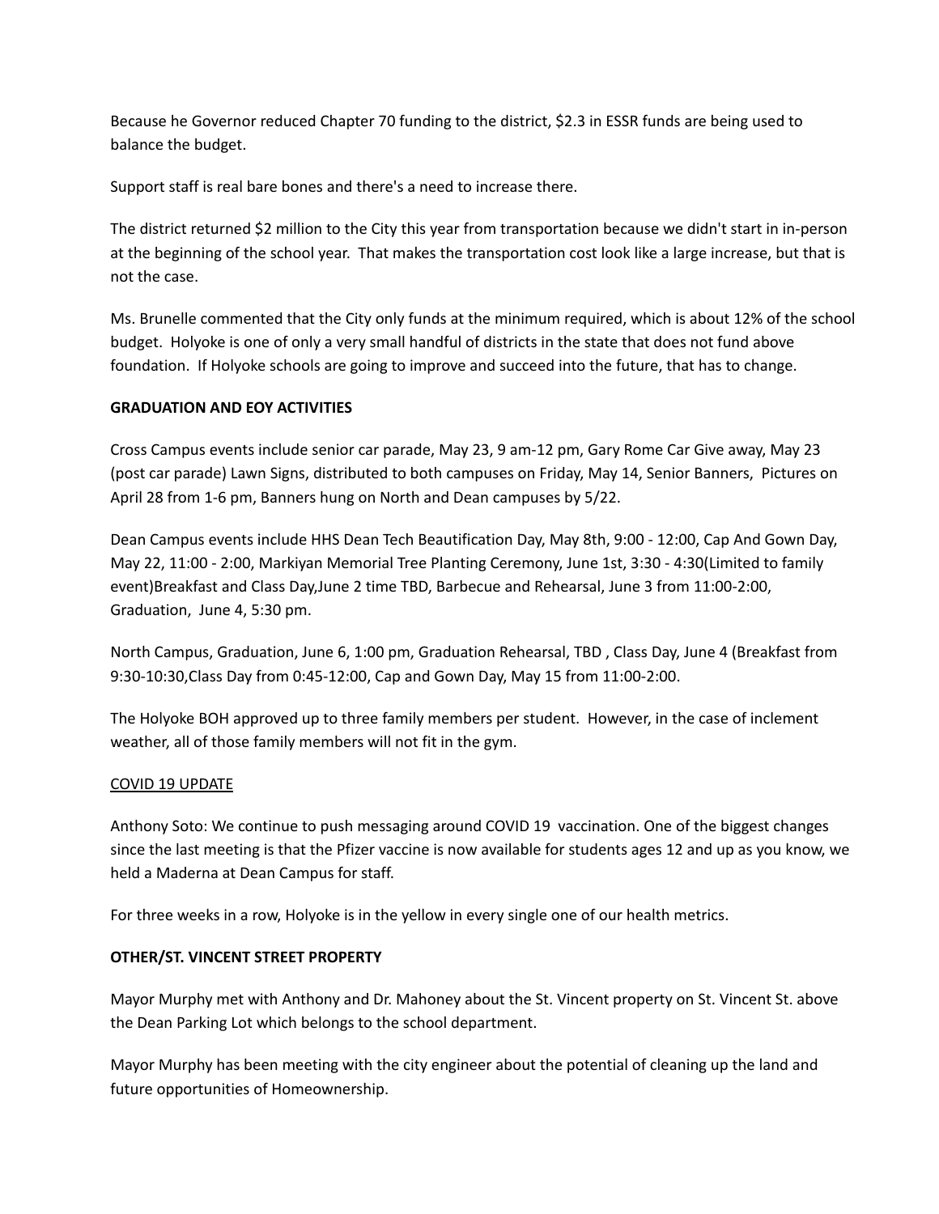Because he Governor reduced Chapter 70 funding to the district, $2.3 in ESSR funds are being used to balance the budget.

Support staff is real bare bones and there's a need to increase there.

The district returned $2 million to the City this year from transportation because we didn't start in in-person at the beginning of the school year. That makes the transportation cost look like a large increase, but that is not the case.

Ms. Brunelle commented that the City only funds at the minimum required, which is about 12% of the school budget. Holyoke is one of only a very small handful of districts in the state that does not fund above foundation. If Holyoke schools are going to improve and succeed into the future, that has to change.

**GRADUATION AND EOY ACTIVITIES**

Cross Campus events include senior car parade, May 23, 9 am-12 pm, Gary Rome Car Give away, May 23 (post car parade) Lawn Signs, distributed to both campuses on Friday, May 14, Senior Banners, Pictures on April 28 from 1-6 pm, Banners hung on North and Dean campuses by 5/22.

Dean Campus events include HHS Dean Tech Beautification Day, May 8th, 9:00 - 12:00, Cap And Gown Day, May 22, 11:00 - 2:00, Markiyan Memorial Tree Planting Ceremony, June 1st, 3:30 - 4:30(Limited to family event)Breakfast and Class Day,June 2 time TBD, Barbecue and Rehearsal, June 3 from 11:00-2:00, Graduation, June 4, 5:30 pm.

North Campus, Graduation, June 6, 1:00 pm, Graduation Rehearsal, TBD , Class Day, June 4 (Breakfast from 9:30-10:30,Class Day from 0:45-12:00, Cap and Gown Day, May 15 from 11:00-2:00.

The Holyoke BOH approved up to three family members per student. However, in the case of inclement weather, all of those family members will not fit in the gym.

<u>COVID 19 UPDATE</u>

Anthony Soto: We continue to push messaging around COVID 19 vaccination. One of the biggest changes since the last meeting is that the Pfizer vaccine is now available for students ages 12 and up as you know, we held a Maderna at Dean Campus for staff.

For three weeks in a row, Holyoke is in the yellow in every single one of our health metrics.

**OTHER/ST. VINCENT STREET PROPERTY**

Mayor Murphy met with Anthony and Dr. Mahoney about the St. Vincent property on St. Vincent St. above the Dean Parking Lot which belongs to the school department.

Mayor Murphy has been meeting with the city engineer about the potential of cleaning up the land and future opportunities of Homeownership.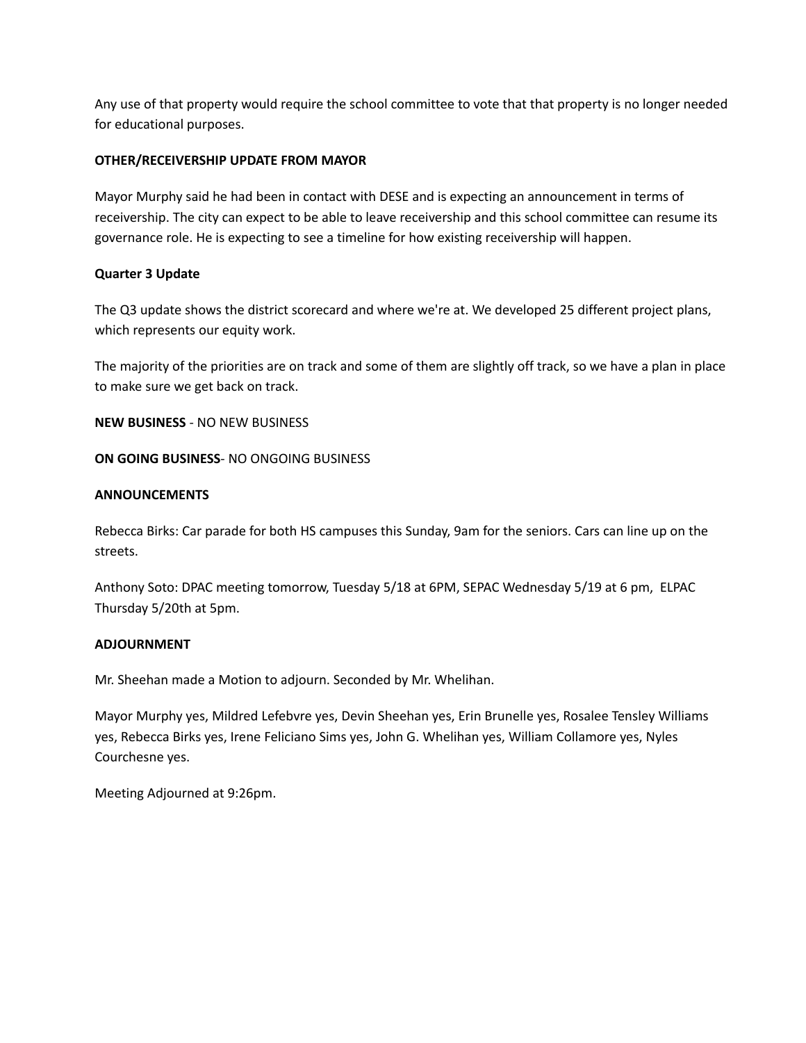Any use of that property would require the school committee to vote that that property is no longer needed for educational purposes.

**OTHER/RECEIVERSHIP UPDATE FROM MAYOR**

Mayor Murphy said he had been in contact with DESE and is expecting an announcement in terms of receivership. The city can expect to be able to leave receivership and this school committee can resume its governance role. He is expecting to see a timeline for how existing receivership will happen.

**Quarter 3 Update**

The Q3 update shows the district scorecard and where we're at. We developed 25 different project plans, which represents our equity work.

The majority of the priorities are on track and some of them are slightly off track, so we have a plan in place to make sure we get back on track.

**NEW BUSINESS** - NO NEW BUSINESS

**ON GOING BUSINESS**- NO ONGOING BUSINESS

**ANNOUNCEMENTS**

Rebecca Birks: Car parade for both HS campuses this Sunday, 9am for the seniors. Cars can line up on the streets.

Anthony Soto: DPAC meeting tomorrow, Tuesday 5/18 at 6PM, SEPAC Wednesday 5/19 at 6 pm, ELPAC Thursday 5/20th at 5pm.

**ADJOURNMENT**

Mr. Sheehan made a Motion to adjourn. Seconded by Mr. Whelihan.

Mayor Murphy yes, Mildred Lefebvre yes, Devin Sheehan yes, Erin Brunelle yes, Rosalee Tensley Williams yes, Rebecca Birks yes, Irene Feliciano Sims yes, John G. Whelihan yes, William Collamore yes, Nyles Courchesne yes.

Meeting Adjourned at 9:26pm.